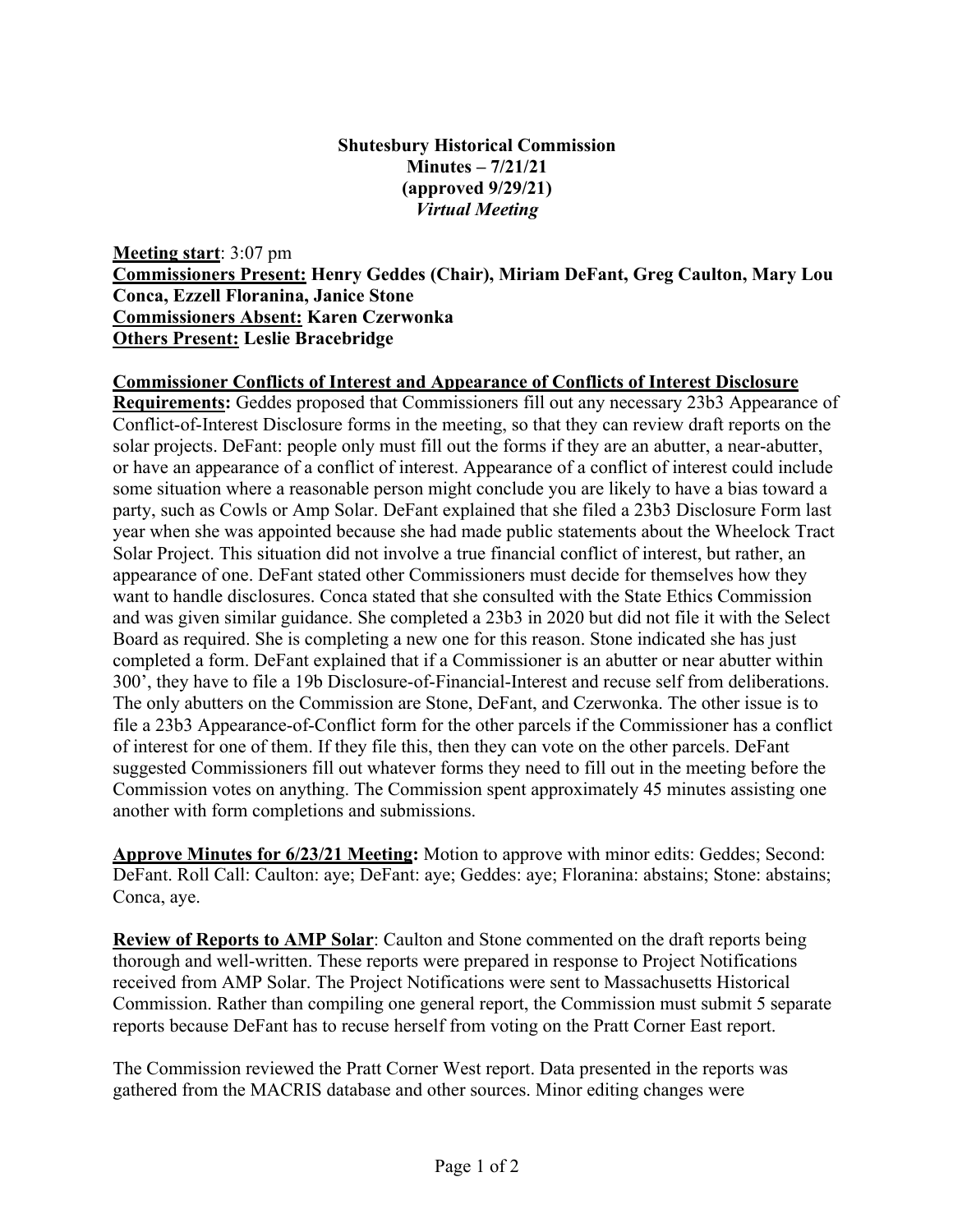**Shutesbury Historical Commission**
**Minutes – 7/21/21**
**(approved 9/29/21)**
***Virtual Meeting***

**Meeting start**: 3:07 pm
**Commissioners Present: Henry Geddes (Chair), Miriam DeFant, Greg Caulton, Mary Lou Conca, Ezzell Floranina, Janice Stone**
**Commissioners Absent: Karen Czerwonka**
**Others Present: Leslie Bracebridge**

**Commissioner Conflicts of Interest and Appearance of Conflicts of Interest Disclosure Requirements:** Geddes proposed that Commissioners fill out any necessary 23b3 Appearance of Conflict-of-Interest Disclosure forms in the meeting, so that they can review draft reports on the solar projects. DeFant: people only must fill out the forms if they are an abutter, a near-abutter, or have an appearance of a conflict of interest. Appearance of a conflict of interest could include some situation where a reasonable person might conclude you are likely to have a bias toward a party, such as Cowls or Amp Solar. DeFant explained that she filed a 23b3 Disclosure Form last year when she was appointed because she had made public statements about the Wheelock Tract Solar Project. This situation did not involve a true financial conflict of interest, but rather, an appearance of one. DeFant stated other Commissioners must decide for themselves how they want to handle disclosures. Conca stated that she consulted with the State Ethics Commission and was given similar guidance. She completed a 23b3 in 2020 but did not file it with the Select Board as required. She is completing a new one for this reason. Stone indicated she has just completed a form. DeFant explained that if a Commissioner is an abutter or near abutter within 300', they have to file a 19b Disclosure-of-Financial-Interest and recuse self from deliberations. The only abutters on the Commission are Stone, DeFant, and Czerwonka. The other issue is to file a 23b3 Appearance-of-Conflict form for the other parcels if the Commissioner has a conflict of interest for one of them. If they file this, then they can vote on the other parcels. DeFant suggested Commissioners fill out whatever forms they need to fill out in the meeting before the Commission votes on anything. The Commission spent approximately 45 minutes assisting one another with form completions and submissions.

**Approve Minutes for 6/23/21 Meeting:** Motion to approve with minor edits: Geddes; Second: DeFant. Roll Call: Caulton: aye; DeFant: aye; Geddes: aye; Floranina: abstains; Stone: abstains; Conca, aye.

**Review of Reports to AMP Solar**: Caulton and Stone commented on the draft reports being thorough and well-written. These reports were prepared in response to Project Notifications received from AMP Solar. The Project Notifications were sent to Massachusetts Historical Commission. Rather than compiling one general report, the Commission must submit 5 separate reports because DeFant has to recuse herself from voting on the Pratt Corner East report.

The Commission reviewed the Pratt Corner West report. Data presented in the reports was gathered from the MACRIS database and other sources. Minor editing changes were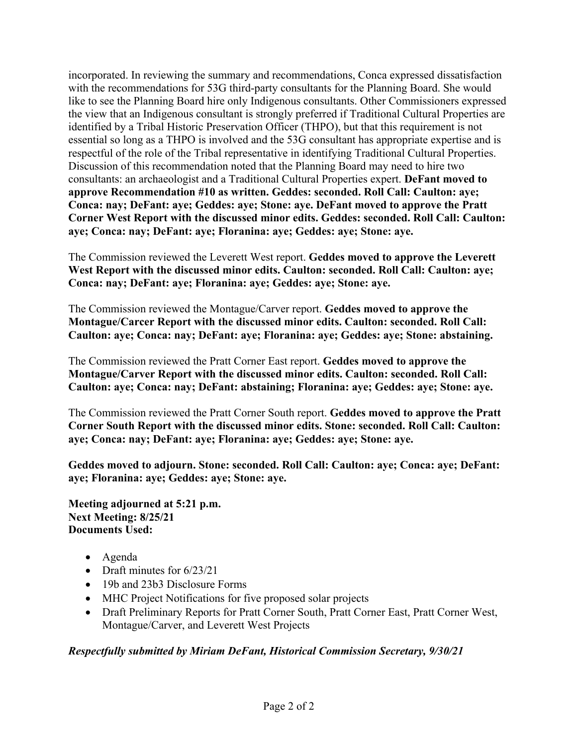incorporated. In reviewing the summary and recommendations, Conca expressed dissatisfaction with the recommendations for 53G third-party consultants for the Planning Board. She would like to see the Planning Board hire only Indigenous consultants. Other Commissioners expressed the view that an Indigenous consultant is strongly preferred if Traditional Cultural Properties are identified by a Tribal Historic Preservation Officer (THPO), but that this requirement is not essential so long as a THPO is involved and the 53G consultant has appropriate expertise and is respectful of the role of the Tribal representative in identifying Traditional Cultural Properties. Discussion of this recommendation noted that the Planning Board may need to hire two consultants: an archaeologist and a Traditional Cultural Properties expert. **DeFant moved to approve Recommendation #10 as written. Geddes: seconded. Roll Call: Caulton: aye; Conca: nay; DeFant: aye; Geddes: aye; Stone: aye. DeFant moved to approve the Pratt Corner West Report with the discussed minor edits. Geddes: seconded. Roll Call: Caulton: aye; Conca: nay; DeFant: aye; Floranina: aye; Geddes: aye; Stone: aye.**

The Commission reviewed the Leverett West report. **Geddes moved to approve the Leverett West Report with the discussed minor edits. Caulton: seconded. Roll Call: Caulton: aye; Conca: nay; DeFant: aye; Floranina: aye; Geddes: aye; Stone: aye.**

The Commission reviewed the Montague/Carver report. **Geddes moved to approve the Montague/Carcer Report with the discussed minor edits. Caulton: seconded. Roll Call: Caulton: aye; Conca: nay; DeFant: aye; Floranina: aye; Geddes: aye; Stone: abstaining.**

The Commission reviewed the Pratt Corner East report. **Geddes moved to approve the Montague/Carver Report with the discussed minor edits. Caulton: seconded. Roll Call: Caulton: aye; Conca: nay; DeFant: abstaining; Floranina: aye; Geddes: aye; Stone: aye.**

The Commission reviewed the Pratt Corner South report. **Geddes moved to approve the Pratt Corner South Report with the discussed minor edits. Stone: seconded. Roll Call: Caulton: aye; Conca: nay; DeFant: aye; Floranina: aye; Geddes: aye; Stone: aye.**

**Geddes moved to adjourn. Stone: seconded. Roll Call: Caulton: aye; Conca: aye; DeFant: aye; Floranina: aye; Geddes: aye; Stone: aye.**

**Meeting adjourned at 5:21 p.m.**
**Next Meeting: 8/25/21**
**Documents Used:**

- Agenda
- Draft minutes for 6/23/21
- 19b and 23b3 Disclosure Forms
- MHC Project Notifications for five proposed solar projects
- Draft Preliminary Reports for Pratt Corner South, Pratt Corner East, Pratt Corner West, Montague/Carver, and Leverett West Projects

***Respectfully submitted by Miriam DeFant, Historical Commission Secretary, 9/30/21***